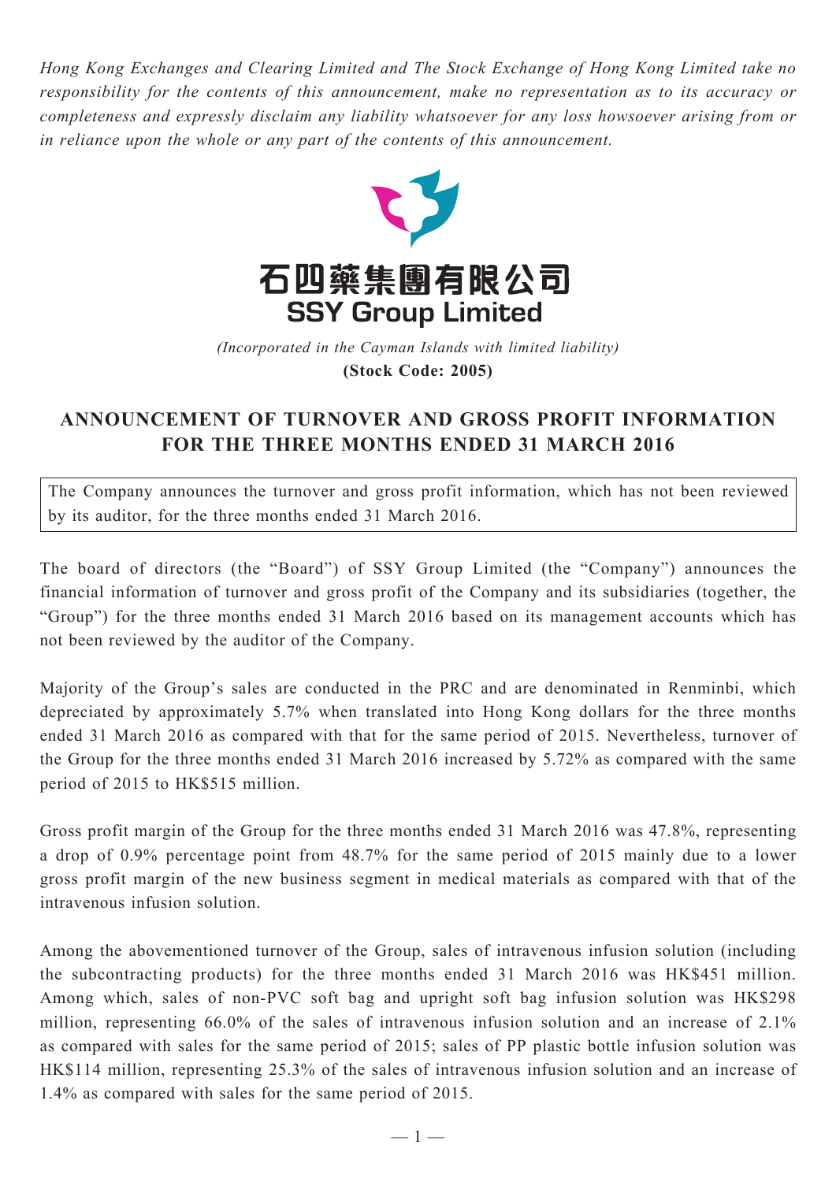*Hong Kong Exchanges and Clearing Limited and The Stock Exchange of Hong Kong Limited take no responsibility for the contents of this announcement, make no representation as to its accuracy or completeness and expressly disclaim any liability whatsoever for any loss howsoever arising from or in reliance upon the whole or any part of the contents of this announcement.*

**石四藥集團有限公司**
**SSY Group Limited**

*(Incorporated in the Cayman Islands with limited liability)*
**(Stock Code: 2005)**

# ANNOUNCEMENT OF TURNOVER AND GROSS PROFIT INFORMATION FOR THE THREE MONTHS ENDED 31 MARCH 2016

The Company announces the turnover and gross profit information, which has not been reviewed by its auditor, for the three months ended 31 March 2016.

The board of directors (the "Board") of SSY Group Limited (the "Company") announces the financial information of turnover and gross profit of the Company and its subsidiaries (together, the "Group") for the three months ended 31 March 2016 based on its management accounts which has not been reviewed by the auditor of the Company.

Majority of the Group's sales are conducted in the PRC and are denominated in Renminbi, which depreciated by approximately 5.7% when translated into Hong Kong dollars for the three months ended 31 March 2016 as compared with that for the same period of 2015. Nevertheless, turnover of the Group for the three months ended 31 March 2016 increased by 5.72% as compared with the same period of 2015 to HK$515 million.

Gross profit margin of the Group for the three months ended 31 March 2016 was 47.8%, representing a drop of 0.9% percentage point from 48.7% for the same period of 2015 mainly due to a lower gross profit margin of the new business segment in medical materials as compared with that of the intravenous infusion solution.

Among the abovementioned turnover of the Group, sales of intravenous infusion solution (including the subcontracting products) for the three months ended 31 March 2016 was HK$451 million. Among which, sales of non-PVC soft bag and upright soft bag infusion solution was HK$298 million, representing 66.0% of the sales of intravenous infusion solution and an increase of 2.1% as compared with sales for the same period of 2015; sales of PP plastic bottle infusion solution was HK$114 million, representing 25.3% of the sales of intravenous infusion solution and an increase of 1.4% as compared with sales for the same period of 2015.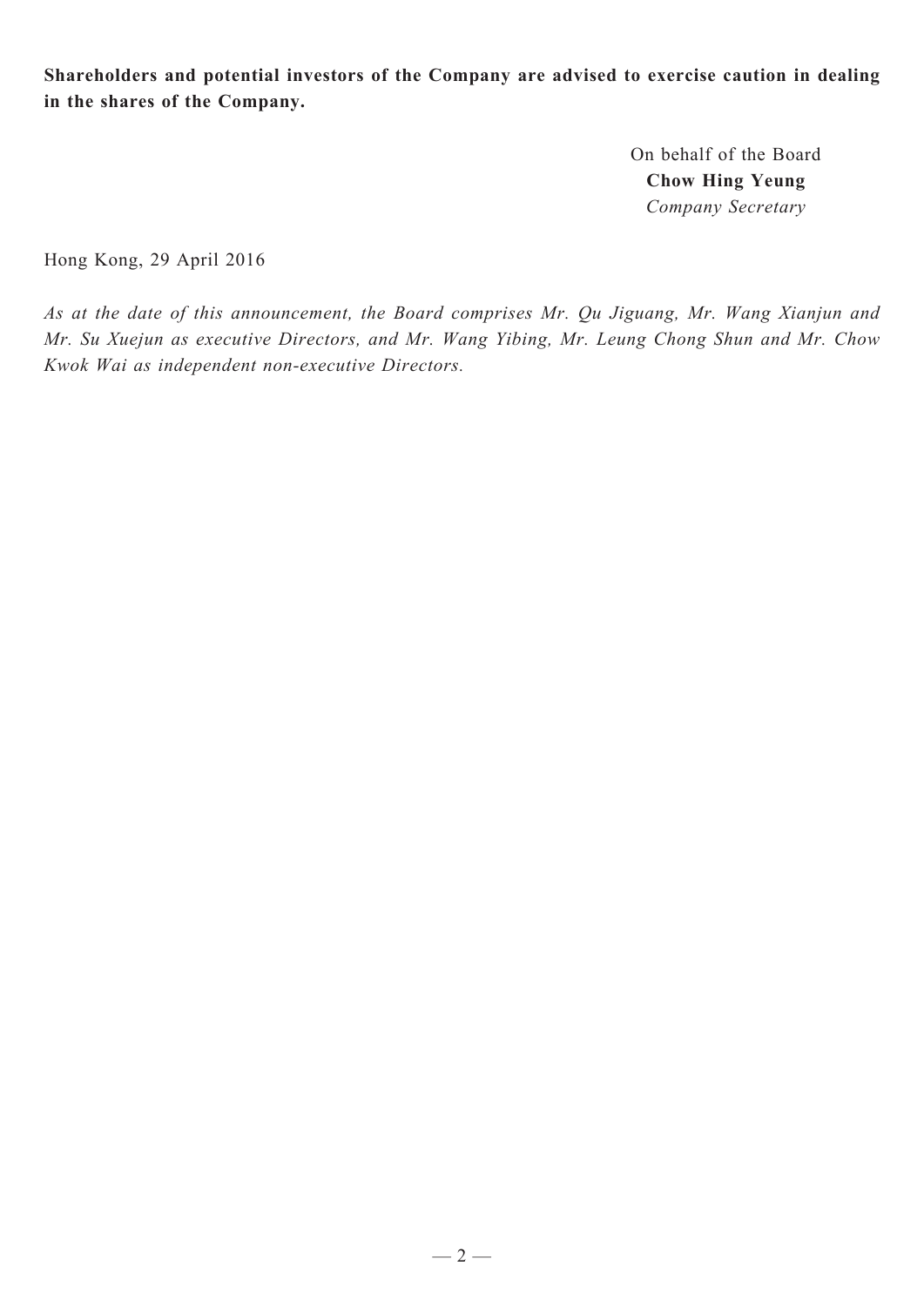**Shareholders and potential investors of the Company are advised to exercise caution in dealing in the shares of the Company.**

On behalf of the Board
**Chow Hing Yeung**
*Company Secretary*

Hong Kong, 29 April 2016

*As at the date of this announcement, the Board comprises Mr. Qu Jiguang, Mr. Wang Xianjun and Mr. Su Xuejun as executive Directors, and Mr. Wang Yibing, Mr. Leung Chong Shun and Mr. Chow Kwok Wai as independent non-executive Directors.*